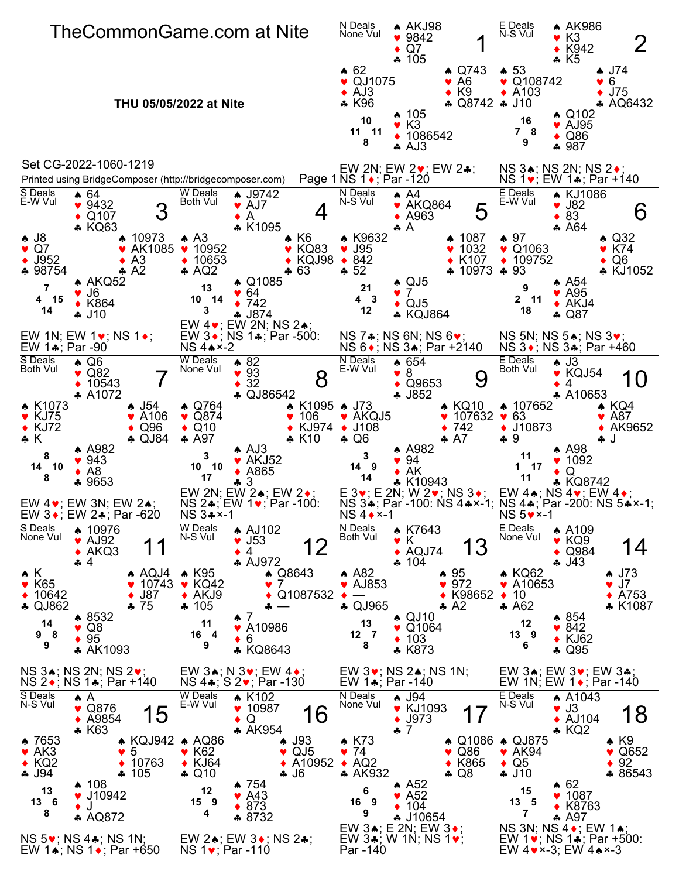# TheCommonGame.com at Nite

**THU 05/05/2022 at Nite**

Set CG-2022-1060-1219

Printed using BridgeComposer (http://bridgecomposer.com)

## Board 1
N Deals, None Vul

- North: ♠ AKJ98 ♥ 9842 ♦ Q7 ♣ 105
- West: ♠ 62 ♥ QJ1075 ♦ AJ3 ♣ K96
- East: ♠ Q743 ♥ A6 ♦ K9 ♣ Q8742
- South: ♠ 105 ♥ K3 ♦ 1086542 ♣ AJ3

HCP: N 10, W 11, E 11, S 8

EW 2N; EW 2♥; EW 2♣; NS 1♦; Par -120

## Board 2
E Deals, N-S Vul

- North: ♠ AK986 ♥ K3 ♦ K942 ♣ K5
- West: ♠ 53 ♥ Q108742 ♦ A103 ♣ J10
- East: ♠ J74 ♥ 6 ♦ J75 ♣ AQ6432
- South: ♠ Q102 ♥ AJ95 ♦ Q86 ♣ 987

HCP: N 16, W 7, E 8, S 9

NS 3♠; NS 2N; NS 2♦; NS 1♥; EW 1♣; Par +140

## Board 3
S Deals, E-W Vul

- North: ♠ 64 ♥ 9432 ♦ Q107 ♣ KQ63
- West: ♠ J8 ♥ Q7 ♦ J952 ♣ 98754
- East: ♠ 10973 ♥ AK1085 ♦ A3 ♣ A2
- South: ♠ AKQ52 ♥ J6 ♦ K864 ♣ J10

HCP: N 7, W 4, E 15, S 14

EW 1N; EW 1♥; NS 1♦; EW 1♣; Par -90

## Board 4
W Deals, Both Vul

- North: ♠ J9742 ♥ AJ7 ♦ A ♣ K1095
- West: ♠ A3 ♥ 10952 ♦ 10653 ♣ AQ2
- East: ♠ K6 ♥ KQ83 ♦ KQJ98 ♣ 63
- South: ♠ Q1085 ♥ 64 ♦ 742 ♣ J874

HCP: N 13, W 10, E 14, S 3

EW 4♥; EW 2N; NS 2♠; EW 3♦; NS 1♣; Par -500: NS 4♠×-2

## Board 5
N Deals, N-S Vul

- North: ♠ A4 ♥ AKQ864 ♦ A963 ♣ A
- West: ♠ K9632 ♥ J95 ♦ 842 ♣ 52
- East: ♠ 1087 ♥ 1032 ♦ K107 ♣ 10973
- South: ♠ QJ5 ♥ 7 ♦ QJ5 ♣ KQJ864

HCP: N 21, W 4, E 3, S 12

NS 7♣; NS 6N; NS 6♥; NS 6♦; NS 3♠; Par +2140

## Board 6
E Deals, E-W Vul

- North: ♠ KJ1086 ♥ J82 ♦ 83 ♣ A64
- West: ♠ 97 ♥ Q1063 ♦ 109752 ♣ 93
- East: ♠ Q32 ♥ K74 ♦ Q6 ♣ KJ1052
- South: ♠ A54 ♥ A95 ♦ AKJ4 ♣ Q87

HCP: N 9, W 2, E 11, S 18

NS 5N; NS 5♠; NS 3♥; NS 3♦; NS 3♣; Par +460

## Board 7
S Deals, Both Vul

- North: ♠ Q6 ♥ Q82 ♦ 10543 ♣ A1072
- West: ♠ K1073 ♥ KJ75 ♦ KJ72 ♣ K
- East: ♠ J54 ♥ A106 ♦ Q96 ♣ QJ84
- South: ♠ A982 ♥ 943 ♦ A8 ♣ 9653

HCP: N 8, W 14, E 10, S 8

EW 4♥; EW 3N; EW 2♠; EW 3♦; EW 2♣; Par -620

## Board 8
W Deals, None Vul

- North: ♠ 82 ♥ 93 ♦ 32 ♣ QJ86542
- West: ♠ Q764 ♥ Q874 ♦ Q10 ♣ A97
- East: ♠ K1095 ♥ 106 ♦ KJ974 ♣ K10
- South: ♠ AJ3 ♥ AKJ52 ♦ A865 ♣ 3

HCP: N 3, W 10, E 10, S 17

EW 2N; EW 2♠; EW 2♦; NS 2♣; EW 1♥; Par -100: NS 3♣×-1

## Board 9
N Deals, E-W Vul

- North: ♠ 654 ♥ 8 ♦ Q9653 ♣ J852
- West: ♠ J73 ♥ AKQJ5 ♦ J108 ♣ Q6
- East: ♠ KQ10 ♥ 107632 ♦ 742 ♣ A7
- South: ♠ A982 ♥ 94 ♦ AK ♣ K10943

HCP: N 3, W 14, E 9, S 14

E 3♥; E 2N; W 2♥; NS 3♦; NS 3♣; Par -100: NS 4♣×-1; NS 4♦×-1

## Board 10
E Deals, Both Vul

- North: ♠ J3 ♥ KQJ54 ♦ 4 ♣ A10653
- West: ♠ 107652 ♥ 63 ♦ J10873 ♣ 9
- East: ♠ KQ4 ♥ A87 ♦ AK9652 ♣ J
- South: ♠ A98 ♥ 1092 ♦ Q ♣ KQ8742

HCP: N 11, W 1, E 17, S 11

EW 4♠; NS 4♥; EW 4♦; NS 4♣; Par -200: NS 5♣×-1; NS 5♥×-1

## Board 11
S Deals, None Vul

- North: ♠ 10976 ♥ AJ92 ♦ AKQ3 ♣ 4
- West: ♠ K ♥ K65 ♦ 10642 ♣ QJ862
- East: ♠ AQJ4 ♥ 10743 ♦ J87 ♣ 75
- South: ♠ 8532 ♥ Q8 ♦ 95 ♣ AK1093

HCP: N 14, W 9, E 8, S 9

NS 3♠; NS 2N; NS 2♥; NS 2♦; NS 1♣; Par +140

## Board 12
W Deals, N-S Vul

- North: ♠ AJ102 ♥ J53 ♦ 4 ♣ AJ972
- West: ♠ K95 ♥ KQ42 ♦ AKJ9 ♣ 105
- East: ♠ Q8643 ♥ 7 ♦ Q1087532 ♣ —
- South: ♠ 7 ♥ A10986 ♦ 6 ♣ KQ8643

HCP: N 11, W 16, E 4, S 9

EW 3♠; N 3♥; EW 4♦; NS 4♣; S 2♥; Par -130

## Board 13
N Deals, Both Vul

- North: ♠ K7643 ♥ K ♦ AQJ74 ♣ 104
- West: ♠ A82 ♥ AJ853 ♦ — ♣ QJ965
- East: ♠ 95 ♥ 972 ♦ K98652 ♣ A2
- South: ♠ QJ10 ♥ Q1064 ♦ 103 ♣ K873

HCP: N 13, W 12, E 7, S 8

EW 3♥; NS 2♠; NS 1N; EW 1♣; Par -140

## Board 14
E Deals, None Vul

- North: ♠ A109 ♥ KQ9 ♦ Q984 ♣ J43
- West: ♠ KQ62 ♥ A10653 ♦ 10 ♣ A62
- East: ♠ J73 ♥ J7 ♦ A753 ♣ K1087
- South: ♠ 854 ♥ 842 ♦ KJ62 ♣ Q95

HCP: N 12, W 13, E 9, S 6

EW 3♠; EW 3♥; EW 3♣; EW 1N; EW 1♦; Par -140

## Board 15
S Deals, N-S Vul

- North: ♠ A ♥ Q876 ♦ A9854 ♣ K63
- West: ♠ 7653 ♥ AK3 ♦ KQ2 ♣ J94
- East: ♠ KQJ942 ♥ 5 ♦ 10763 ♣ 105
- South: ♠ 108 ♥ J10942 ♦ J ♣ AQ872

HCP: N 13, W 13, E 6, S 8

NS 5♥; NS 4♣; NS 1N; EW 1♠; NS 1♦; Par +650

## Board 16
W Deals, E-W Vul

- North: ♠ K102 ♥ 10987 ♦ Q ♣ AK954
- West: ♠ AQ86 ♥ K62 ♦ KJ64 ♣ Q10
- East: ♠ J93 ♥ QJ5 ♦ A10952 ♣ J6
- South: ♠ 754 ♥ A43 ♦ 873 ♣ 8732

HCP: N 12, W 15, E 9, S 4

EW 2♠; EW 3♦; NS 2♣; NS 1♥; Par -110

## Board 17
N Deals, None Vul

- North: ♠ J94 ♥ KJ1093 ♦ J973 ♣ 7
- West: ♠ K73 ♥ 74 ♦ AQ2 ♣ AK932
- East: ♠ Q1086 ♥ Q86 ♦ K865 ♣ Q8
- South: ♠ A52 ♥ A52 ♦ 104 ♣ J10654

HCP: N 6, W 16, E 9, S 9

EW 3♠; E 2N; EW 3♦; EW 3♣; W 1N; NS 1♥; Par -140

## Board 18
E Deals, N-S Vul

- North: ♠ A1043 ♥ J3 ♦ AJ104 ♣ KQ2
- West: ♠ QJ875 ♥ AK94 ♦ Q5 ♣ J10
- East: ♠ K9 ♥ Q652 ♦ 92 ♣ 86543
- South: ♠ 62 ♥ 1087 ♦ K8763 ♣ A97

HCP: N 15, W 13, E 5, S 7

NS 3N; NS 4♦; EW 1♠; EW 1♥; NS 1♣; Par +500: EW 4♥×-3; EW 4♠×-3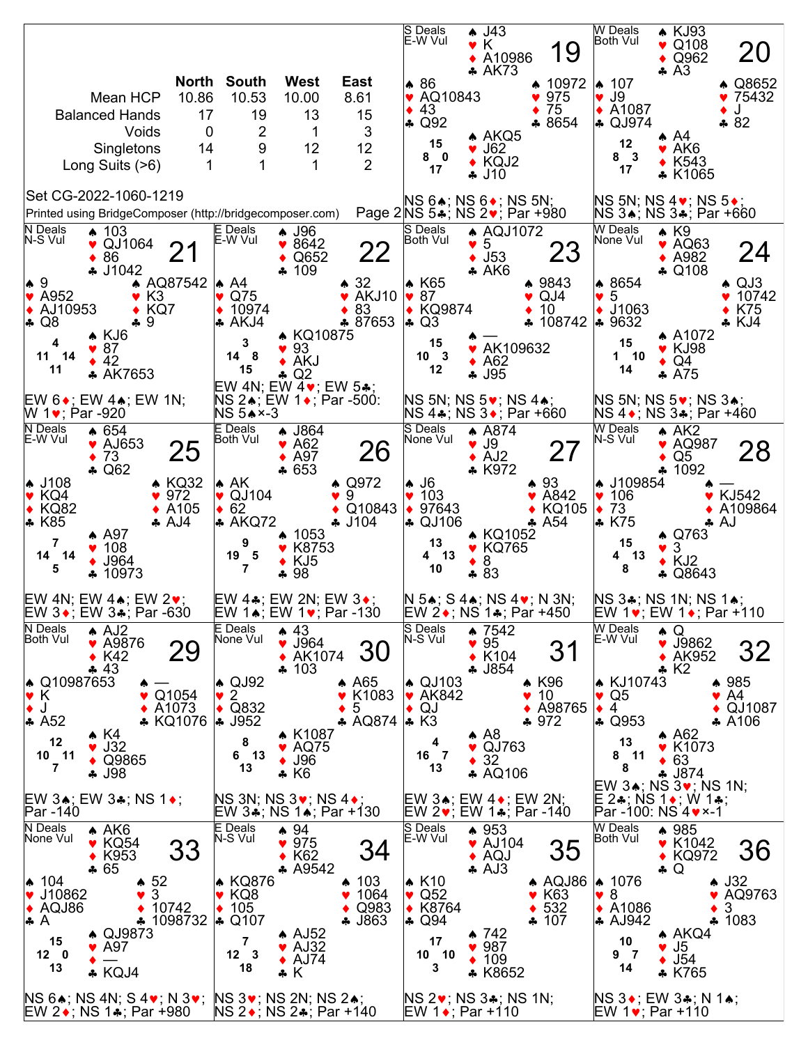|  | North | South | West | East |
|---|---|---|---|---|
| Mean HCP | 10.86 | 10.53 | 10.00 | 8.61 |
| Balanced Hands | 17 | 19 | 13 | 15 |
| Voids | 0 | 2 | 1 | 3 |
| Singletons | 14 | 9 | 12 | 12 |
| Long Suits (>6) | 1 | 1 | 1 | 2 |

Set CG-2022-1060-1219

Printed using BridgeComposer (http://bridgecomposer.com)

## Board 19
S Deals, E-W Vul

North: ♠ J43 ♥ K ♦ A10986 ♣ AK73

West: ♠ 86 ♥ AQ10843 ♦ 43 ♣ Q92

East: ♠ 10972 ♥ 975 ♦ 75 ♣ 8654

South: ♠ AKQ5 ♥ J62 ♦ KQJ2 ♣ J10

HCP: N 15, W 8, E 0, S 17

NS 6♠; NS 6♦; NS 5N; NS 5♣; NS 2♥; Par +980

## Board 20
W Deals, Both Vul

North: ♠ KJ93 ♥ Q108 ♦ Q962 ♣ A3

West: ♠ 107 ♥ J9 ♦ A1087 ♣ QJ974

East: ♠ Q8652 ♥ 75432 ♦ J ♣ 82

South: ♠ A4 ♥ AK6 ♦ K543 ♣ K1065

HCP: N 12, W 8, E 3, S 17

NS 5N; NS 4♥; NS 5♦; NS 3♠; NS 3♣; Par +660

## Board 21
N Deals, N-S Vul

North: ♠ 103 ♥ QJ1064 ♦ 86 ♣ J1042

West: ♠ 9 ♥ A952 ♦ AJ10953 ♣ Q8

East: ♠ AQ87542 ♥ K3 ♦ KQ7 ♣ 9

South: ♠ KJ6 ♥ 87 ♦ 42 ♣ AK7653

HCP: N 4, W 11, E 14, S 11

EW 6♦; EW 4♠; EW 1N; W 1♥; Par -920

## Board 22
E Deals, E-W Vul

North: ♠ J96 ♥ 8642 ♦ Q652 ♣ 109

West: ♠ A4 ♥ Q75 ♦ 10974 ♣ AKJ4

East: ♠ 32 ♥ AKJ10 ♦ 83 ♣ 87653

South: ♠ KQ10875 ♥ 93 ♦ AKJ ♣ Q2

HCP: N 3, W 14, E 8, S 15

EW 4N; EW 4♥; EW 5♣; NS 2♠; EW 1♦; Par -500: NS 5♠×-3

## Board 23
S Deals, Both Vul

North: ♠ AQJ1072 ♥ 5 ♦ J53 ♣ AK6

West: ♠ K65 ♥ 87 ♦ KQ9874 ♣ Q3

East: ♠ 9843 ♥ QJ4 ♦ 10 ♣ 108742

South: ♠ — ♥ AK109632 ♦ A62 ♣ J95

HCP: N 15, W 10, E 3, S 12

NS 5N; NS 5♥; NS 4♠; NS 4♣; NS 3♦; Par +660

## Board 24
W Deals, None Vul

North: ♠ K9 ♥ AQ63 ♦ A982 ♣ Q108

West: ♠ 8654 ♥ 5 ♦ J1063 ♣ 9632

East: ♠ QJ3 ♥ 10742 ♦ K75 ♣ KJ4

South: ♠ A1072 ♥ KJ98 ♦ Q4 ♣ A75

HCP: N 15, W 1, E 10, S 14

NS 5N; NS 5♥; NS 3♠; NS 4♦; NS 3♣; Par +460

## Board 25
N Deals, E-W Vul

North: ♠ 654 ♥ AJ653 ♦ 73 ♣ Q62

West: ♠ J108 ♥ KQ4 ♦ KQ82 ♣ K85

East: ♠ KQ32 ♥ 972 ♦ A105 ♣ AJ4

South: ♠ A97 ♥ 108 ♦ J964 ♣ 10973

HCP: N 7, W 14, E 14, S 5

EW 4N; EW 4♠; EW 2♥; EW 3♦; EW 3♣; Par -630

## Board 26
E Deals, Both Vul

North: ♠ J864 ♥ A62 ♦ A97 ♣ 653

West: ♠ AK ♥ QJ104 ♦ 62 ♣ AKQ72

East: ♠ Q972 ♥ 9 ♦ Q10843 ♣ J104

South: ♠ 1053 ♥ K8753 ♦ KJ5 ♣ 98

HCP: N 9, W 19, E 5, S 7

EW 4♣; EW 2N; EW 3♦; EW 1♠; EW 1♥; Par -130

## Board 27
S Deals, None Vul

North: ♠ A874 ♥ J9 ♦ AJ2 ♣ K972

West: ♠ J6 ♥ 103 ♦ 97643 ♣ QJ106

East: ♠ 93 ♥ A842 ♦ KQ105 ♣ A54

South: ♠ KQ1052 ♥ KQ765 ♦ 8 ♣ 83

HCP: N 13, W 4, E 13, S 10

N 5♠; S 4♠; NS 4♥; N 3N; EW 2♦; NS 1♣; Par +450

## Board 28
W Deals, N-S Vul

North: ♠ AK2 ♥ AQ987 ♦ Q5 ♣ 1092

West: ♠ J109854 ♥ 106 ♦ 73 ♣ K75

East: ♠ — ♥ KJ542 ♦ A109864 ♣ AJ

South: ♠ Q763 ♥ 3 ♦ KJ2 ♣ Q8643

HCP: N 15, W 4, E 13, S 8

NS 3♣; NS 1N; NS 1♠; EW 1♥; EW 1♦; Par +110

## Board 29
N Deals, Both Vul

North: ♠ AJ2 ♥ A9876 ♦ K42 ♣ 43

West: ♠ Q10987653 ♥ K ♦ J ♣ A52

East: ♠ — ♥ Q1054 ♦ A1073 ♣ KQ1076

South: ♠ K4 ♥ J32 ♦ Q9865 ♣ J98

HCP: N 12, W 10, E 11, S 7

EW 3♠; EW 3♣; NS 1♦; Par -140

## Board 30
E Deals, None Vul

North: ♠ 43 ♥ J964 ♦ AK1074 ♣ 103

West: ♠ QJ92 ♥ 2 ♦ Q832 ♣ J952

East: ♠ A65 ♥ K1083 ♦ 5 ♣ AQ874

South: ♠ K1087 ♥ AQ75 ♦ J96 ♣ K6

HCP: N 8, W 6, E 13, S 13

NS 3N; NS 3♥; NS 4♦; EW 3♣; NS 1♠; Par +130

## Board 31
S Deals, N-S Vul

North: ♠ 7542 ♥ 95 ♦ K104 ♣ J854

West: ♠ QJ103 ♥ AK842 ♦ QJ ♣ K3

East: ♠ K96 ♥ 10 ♦ A98765 ♣ 972

South: ♠ A8 ♥ QJ763 ♦ 32 ♣ AQ106

HCP: N 4, W 16, E 7, S 13

EW 3♠; EW 4♦; EW 2N; EW 2♥; EW 1♣; Par -140

## Board 32
W Deals, E-W Vul

North: ♠ Q ♥ J9862 ♦ AK952 ♣ K2

West: ♠ KJ10743 ♥ Q5 ♦ 4 ♣ Q953

East: ♠ 985 ♥ A4 ♦ QJ1087 ♣ A106

South: ♠ A62 ♥ K1073 ♦ 63 ♣ J874

HCP: N 13, W 8, E 11, S 8

EW 3♠; NS 3♥; NS 1N; E 2♣; NS 1♦; W 1♣; Par -100: NS 4♥×-1

## Board 33
N Deals, None Vul

North: ♠ AK6 ♥ KQ54 ♦ K953 ♣ 65

West: ♠ 104 ♥ J10862 ♦ AQJ86 ♣ A

East: ♠ 52 ♥ 3 ♦ 10742 ♣ 1098732

South: ♠ QJ9873 ♥ A97 ♦ — ♣ KQJ4

HCP: N 15, W 12, E 0, S 13

NS 6♠; NS 4N; S 4♥; N 3♥; EW 2♦; NS 1♣; Par +980

## Board 34
E Deals, N-S Vul

North: ♠ 94 ♥ 975 ♦ K62 ♣ A9542

West: ♠ KQ876 ♥ KQ8 ♦ 105 ♣ Q107

East: ♠ 103 ♥ 1064 ♦ Q983 ♣ J863

South: ♠ AJ52 ♥ AJ32 ♦ AJ74 ♣ K

HCP: N 7, W 12, E 3, S 18

NS 3♥; NS 2N; NS 2♠; NS 2♦; NS 2♣; Par +140

## Board 35
S Deals, E-W Vul

North: ♠ 953 ♥ AJ104 ♦ AQJ ♣ AJ3

West: ♠ K10 ♥ Q52 ♦ K8764 ♣ Q94

East: ♠ AQJ86 ♥ K63 ♦ 532 ♣ 107

South: ♠ 742 ♥ 987 ♦ 109 ♣ K8652

HCP: N 17, W 10, E 10, S 3

NS 2♥; NS 3♣; NS 1N; EW 1♦; Par +110

## Board 36
W Deals, Both Vul

North: ♠ 985 ♥ K1042 ♦ KQ972 ♣ Q

West: ♠ 1076 ♥ 8 ♦ A1086 ♣ AJ942

East: ♠ J32 ♥ AQ9763 ♦ 3 ♣ 1083

South: ♠ AKQ4 ♥ J5 ♦ J54 ♣ K765

HCP: N 10, W 9, E 7, S 14

NS 3♦; EW 3♣; N 1♠; EW 1♥; Par +110